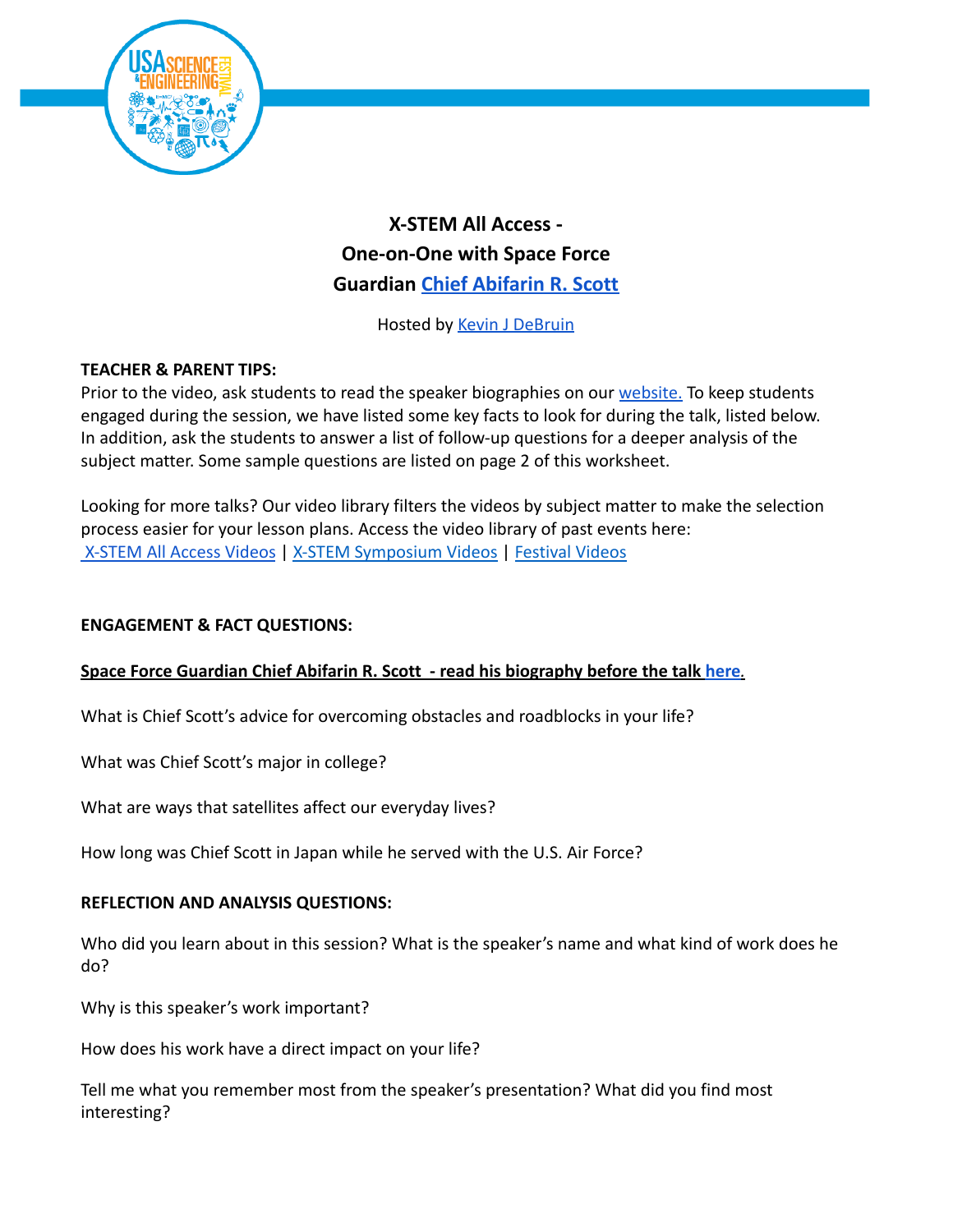# X-STEM All Access - One-on-One with Space Force Guardian Chief Abifarin R. Scott

Hosted by Kevin J DeBruin

**TEACHER & PARENT TIPS:**

Prior to the video, ask students to read the speaker biographies on our website. To keep students engaged during the session, we have listed some key facts to look for during the talk, listed below. In addition, ask the students to answer a list of follow-up questions for a deeper analysis of the subject matter. Some sample questions are listed on page 2 of this worksheet.

Looking for more talks? Our video library filters the videos by subject matter to make the selection process easier for your lesson plans. Access the video library of past events here:
X-STEM All Access Videos | X-STEM Symposium Videos | Festival Videos

**ENGAGEMENT & FACT QUESTIONS:**

**Space Force Guardian Chief Abifarin R. Scott - read his biography before the talk here.**

What is Chief Scott's advice for overcoming obstacles and roadblocks in your life?

What was Chief Scott's major in college?

What are ways that satellites affect our everyday lives?

How long was Chief Scott in Japan while he served with the U.S. Air Force?

**REFLECTION AND ANALYSIS QUESTIONS:**

Who did you learn about in this session? What is the speaker's name and what kind of work does he do?

Why is this speaker's work important?

How does his work have a direct impact on your life?

Tell me what you remember most from the speaker's presentation? What did you find most interesting?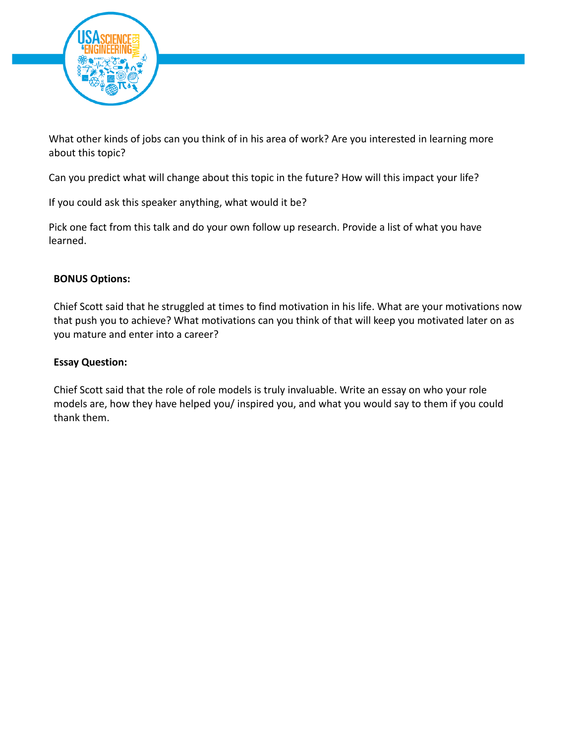What other kinds of jobs can you think of in his area of work? Are you interested in learning more about this topic?

Can you predict what will change about this topic in the future? How will this impact your life?

If you could ask this speaker anything, what would it be?

Pick one fact from this talk and do your own follow up research. Provide a list of what you have learned.

**BONUS Options:**

Chief Scott said that he struggled at times to find motivation in his life. What are your motivations now that push you to achieve? What motivations can you think of that will keep you motivated later on as you mature and enter into a career?

**Essay Question:**

Chief Scott said that the role of role models is truly invaluable. Write an essay on who your role models are, how they have helped you/ inspired you, and what you would say to them if you could thank them.